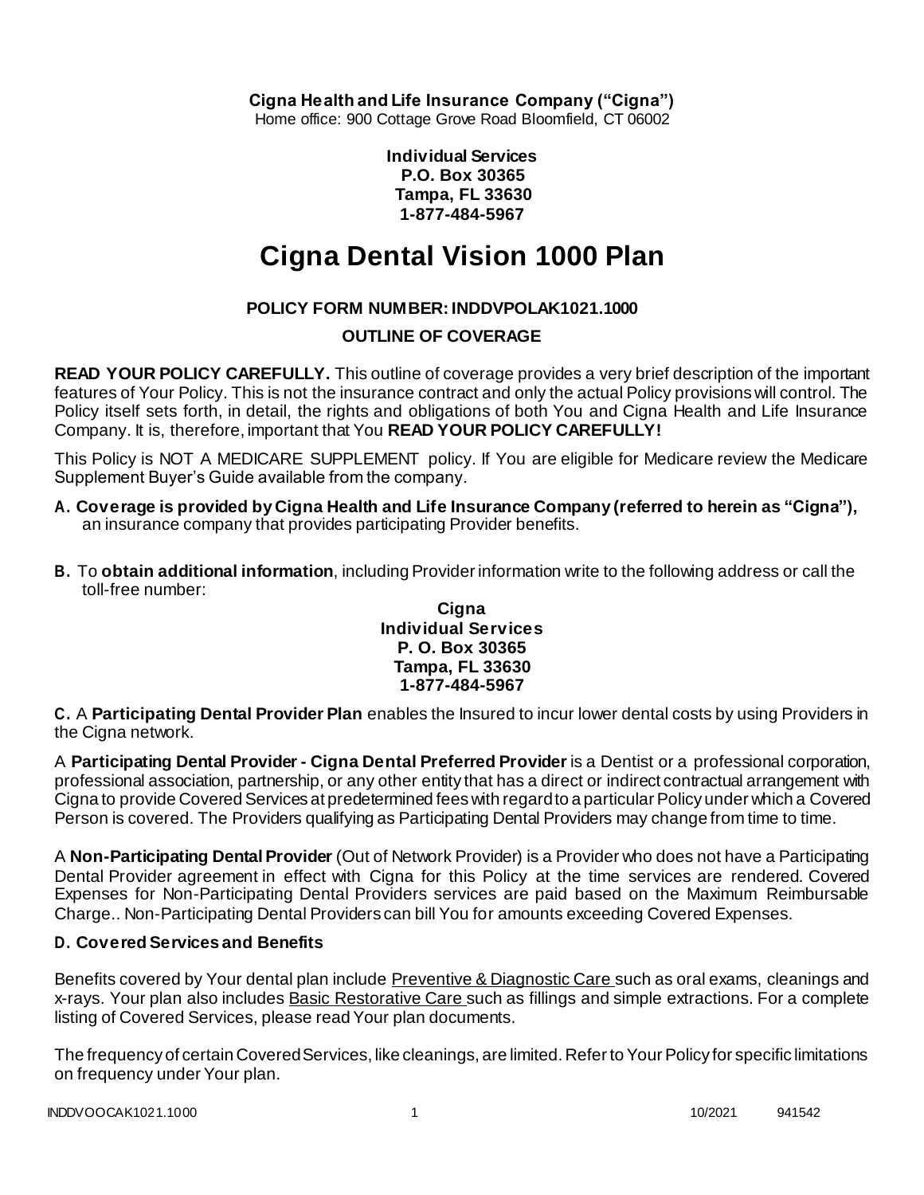**Cigna Health and Life Insurance Company ("Cigna")**
Home office: 900 Cottage Grove Road Bloomfield, CT 06002

**Individual Services**
**P.O. Box 30365**
**Tampa, FL 33630**
**1-877-484-5967**

# Cigna Dental Vision 1000 Plan

### POLICY FORM NUMBER: INDDVPOLAK1021.1000

### OUTLINE OF COVERAGE

**READ YOUR POLICY CAREFULLY.** This outline of coverage provides a very brief description of the important features of Your Policy. This is not the insurance contract and only the actual Policy provisions will control. The Policy itself sets forth, in detail, the rights and obligations of both You and Cigna Health and Life Insurance Company. It is, therefore, important that You **READ YOUR POLICY CAREFULLY!**

This Policy is NOT A MEDICARE SUPPLEMENT policy. If You are eligible for Medicare review the Medicare Supplement Buyer's Guide available from the company.

**A. Coverage is provided by Cigna Health and Life Insurance Company (referred to herein as "Cigna"),** an insurance company that provides participating Provider benefits.

**B.** To **obtain additional information**, including Provider information write to the following address or call the toll-free number:

**Cigna**
**Individual Services**
**P. O. Box 30365**
**Tampa, FL 33630**
**1-877-484-5967**

**C.** A **Participating Dental Provider Plan** enables the Insured to incur lower dental costs by using Providers in the Cigna network.

A **Participating Dental Provider - Cigna Dental Preferred Provider** is a Dentist or a professional corporation, professional association, partnership, or any other entity that has a direct or indirect contractual arrangement with Cigna to provide Covered Services at predetermined fees with regard to a particular Policy under which a Covered Person is covered. The Providers qualifying as Participating Dental Providers may change from time to time.

A **Non-Participating Dental Provider** (Out of Network Provider) is a Provider who does not have a Participating Dental Provider agreement in effect with Cigna for this Policy at the time services are rendered. Covered Expenses for Non-Participating Dental Providers services are paid based on the Maximum Reimbursable Charge.. Non-Participating Dental Providers can bill You for amounts exceeding Covered Expenses.

**D. Covered Services and Benefits**

Benefits covered by Your dental plan include Preventive & Diagnostic Care such as oral exams, cleanings and x-rays. Your plan also includes Basic Restorative Care such as fillings and simple extractions. For a complete listing of Covered Services, please read Your plan documents.

The frequency of certain Covered Services, like cleanings, are limited. Refer to Your Policy for specific limitations on frequency under Your plan.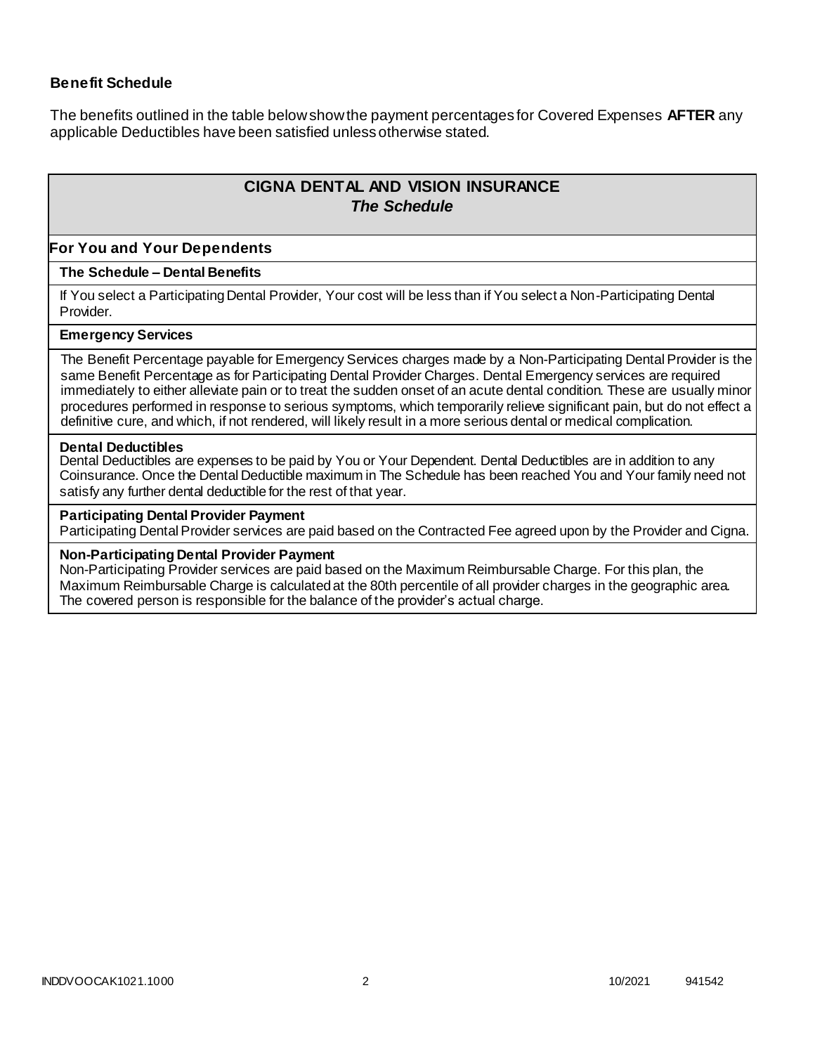**Benefit Schedule**

The benefits outlined in the table below show the payment percentages for Covered Expenses **AFTER** any applicable Deductibles have been satisfied unless otherwise stated.

## CIGNA DENTAL AND VISION INSURANCE
### *The Schedule*

**For You and Your Dependents**

**The Schedule – Dental Benefits**

If You select a Participating Dental Provider, Your cost will be less than if You select a Non-Participating Dental Provider.

**Emergency Services**

The Benefit Percentage payable for Emergency Services charges made by a Non-Participating Dental Provider is the same Benefit Percentage as for Participating Dental Provider Charges. Dental Emergency services are required immediately to either alleviate pain or to treat the sudden onset of an acute dental condition. These are usually minor procedures performed in response to serious symptoms, which temporarily relieve significant pain, but do not effect a definitive cure, and which, if not rendered, will likely result in a more serious dental or medical complication.

**Dental Deductibles**

Dental Deductibles are expenses to be paid by You or Your Dependent. Dental Deductibles are in addition to any Coinsurance. Once the Dental Deductible maximum in The Schedule has been reached You and Your family need not satisfy any further dental deductible for the rest of that year.

**Participating Dental Provider Payment**

Participating Dental Provider services are paid based on the Contracted Fee agreed upon by the Provider and Cigna.

**Non-Participating Dental Provider Payment**

Non-Participating Provider services are paid based on the Maximum Reimbursable Charge. For this plan, the Maximum Reimbursable Charge is calculated at the 80th percentile of all provider charges in the geographic area. The covered person is responsible for the balance of the provider's actual charge.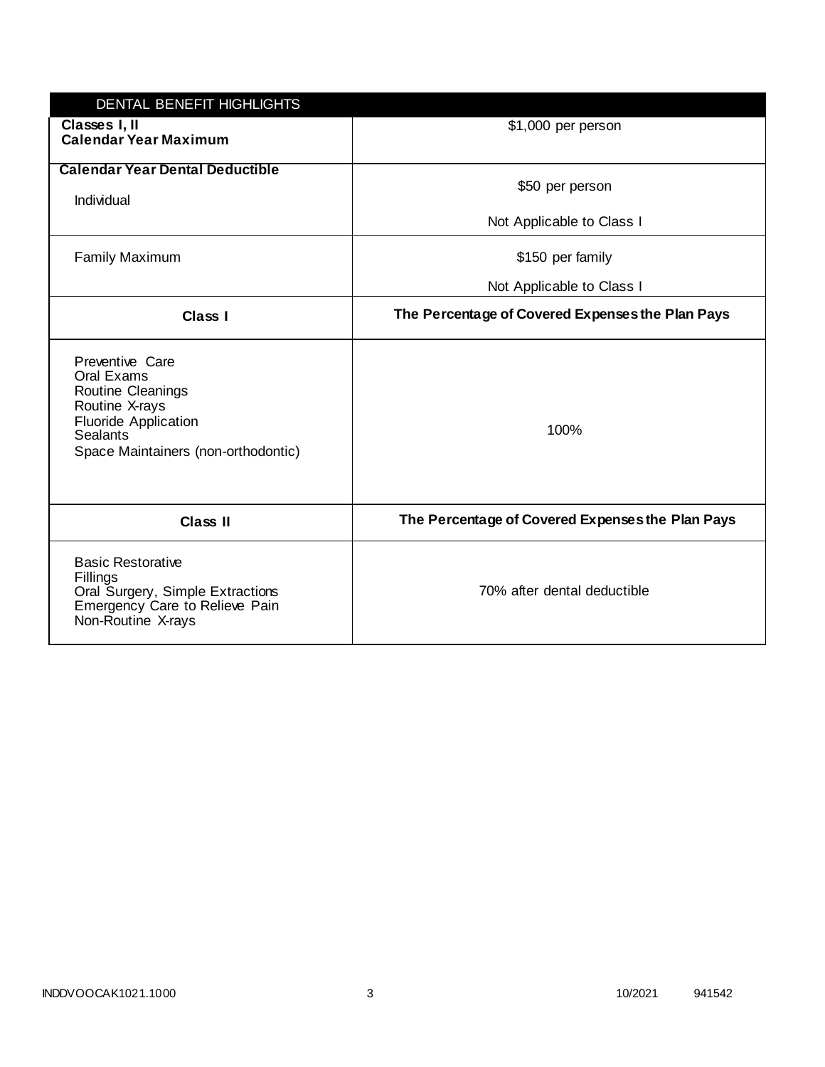| DENTAL BENEFIT HIGHLIGHTS | |
|---|---|
| **Classes I, II**<br>**Calendar Year Maximum** | $1,000 per person |
| **Calendar Year Dental Deductible**<br><br>Individual | $50 per person<br><br>Not Applicable to Class I |
| Family Maximum | $150 per family<br><br>Not Applicable to Class I |
| **Class I** | **The Percentage of Covered Expenses the Plan Pays** |
| Preventive Care<br>Oral Exams<br>Routine Cleanings<br>Routine X-rays<br>Fluoride Application<br>Sealants<br>Space Maintainers (non-orthodontic) | 100% |
| **Class II** | **The Percentage of Covered Expenses the Plan Pays** |
| Basic Restorative<br>Fillings<br>Oral Surgery, Simple Extractions<br>Emergency Care to Relieve Pain<br>Non-Routine X-rays | 70% after dental deductible |

INDDVOOCAK1021.1000 10/2021 941542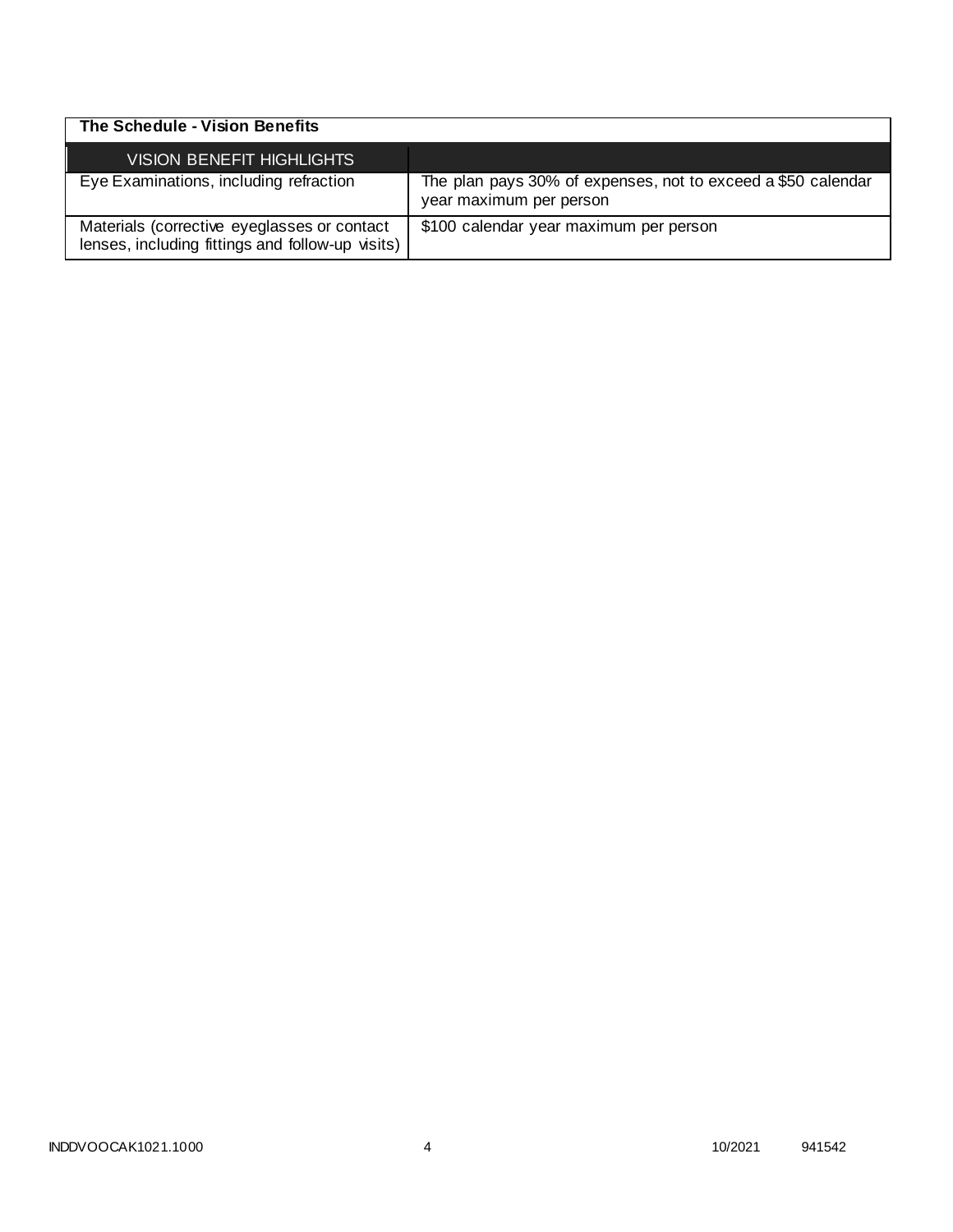| The Schedule - Vision Benefits | |
|---|---|
| VISION BENEFIT HIGHLIGHTS | |
| Eye Examinations, including refraction | The plan pays 30% of expenses, not to exceed a $50 calendar year maximum per person |
| Materials (corrective eyeglasses or contact lenses, including fittings and follow-up visits) | $100 calendar year maximum per person |

INDDVOOCAK1021.1000 10/2021 941542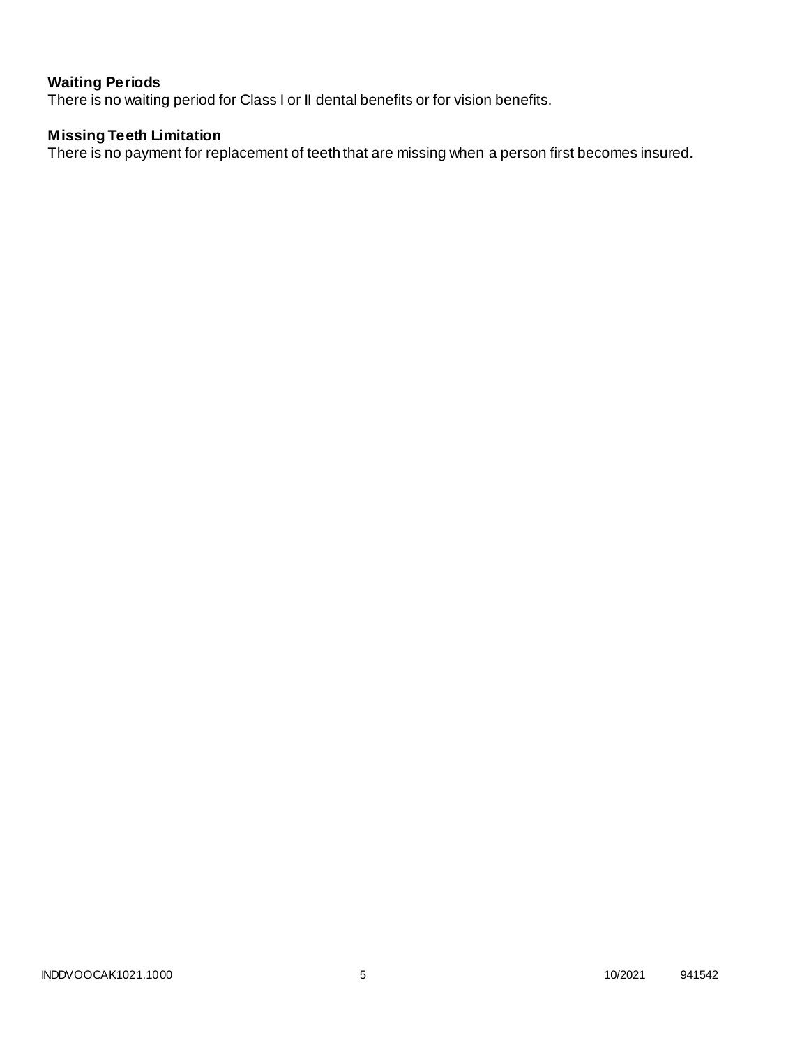**Waiting Periods**
There is no waiting period for Class I or II dental benefits or for vision benefits.

**Missing Teeth Limitation**
There is no payment for replacement of teeth that are missing when a person first becomes insured.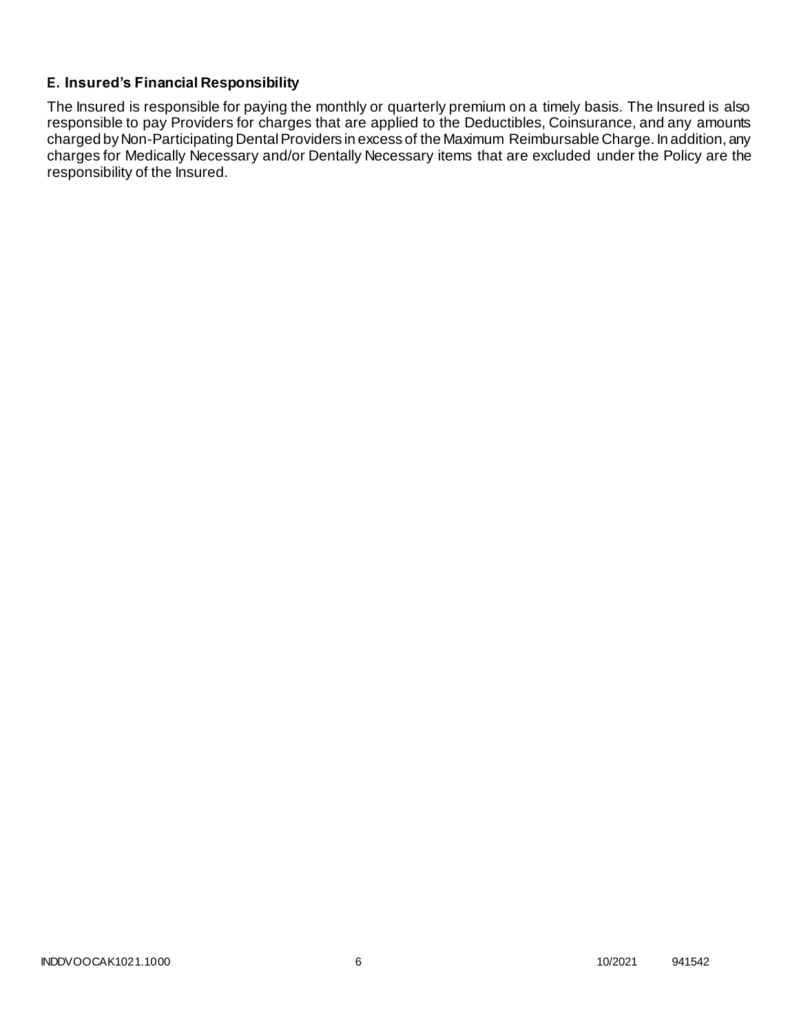### E. Insured's Financial Responsibility

The Insured is responsible for paying the monthly or quarterly premium on a timely basis. The Insured is also responsible to pay Providers for charges that are applied to the Deductibles, Coinsurance, and any amounts charged by Non-Participating Dental Providers in excess of the Maximum Reimbursable Charge. In addition, any charges for Medically Necessary and/or Dentally Necessary items that are excluded under the Policy are the responsibility of the Insured.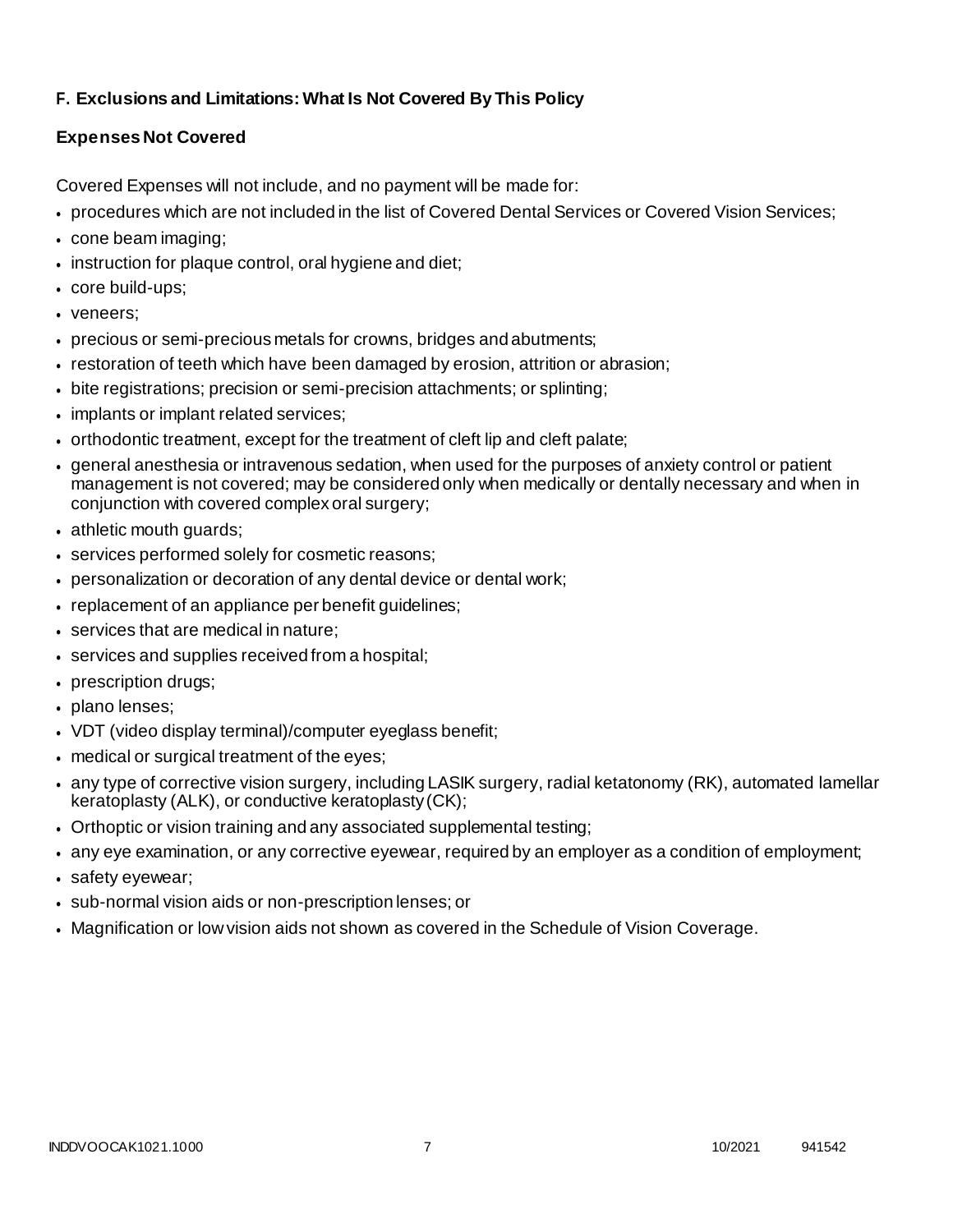**F. Exclusions and Limitations: What Is Not Covered By This Policy**

**Expenses Not Covered**

Covered Expenses will not include, and no payment will be made for:

- procedures which are not included in the list of Covered Dental Services or Covered Vision Services;
- cone beam imaging;
- instruction for plaque control, oral hygiene and diet;
- core build-ups;
- veneers;
- precious or semi-precious metals for crowns, bridges and abutments;
- restoration of teeth which have been damaged by erosion, attrition or abrasion;
- bite registrations; precision or semi-precision attachments; or splinting;
- implants or implant related services;
- orthodontic treatment, except for the treatment of cleft lip and cleft palate;
- general anesthesia or intravenous sedation, when used for the purposes of anxiety control or patient management is not covered; may be considered only when medically or dentally necessary and when in conjunction with covered complex oral surgery;
- athletic mouth guards;
- services performed solely for cosmetic reasons;
- personalization or decoration of any dental device or dental work;
- replacement of an appliance per benefit guidelines;
- services that are medical in nature;
- services and supplies received from a hospital;
- prescription drugs;
- plano lenses;
- VDT (video display terminal)/computer eyeglass benefit;
- medical or surgical treatment of the eyes;
- any type of corrective vision surgery, including LASIK surgery, radial ketatonomy (RK), automated lamellar keratoplasty (ALK), or conductive keratoplasty (CK);
- Orthoptic or vision training and any associated supplemental testing;
- any eye examination, or any corrective eyewear, required by an employer as a condition of employment;
- safety eyewear;
- sub-normal vision aids or non-prescription lenses; or
- Magnification or low vision aids not shown as covered in the Schedule of Vision Coverage.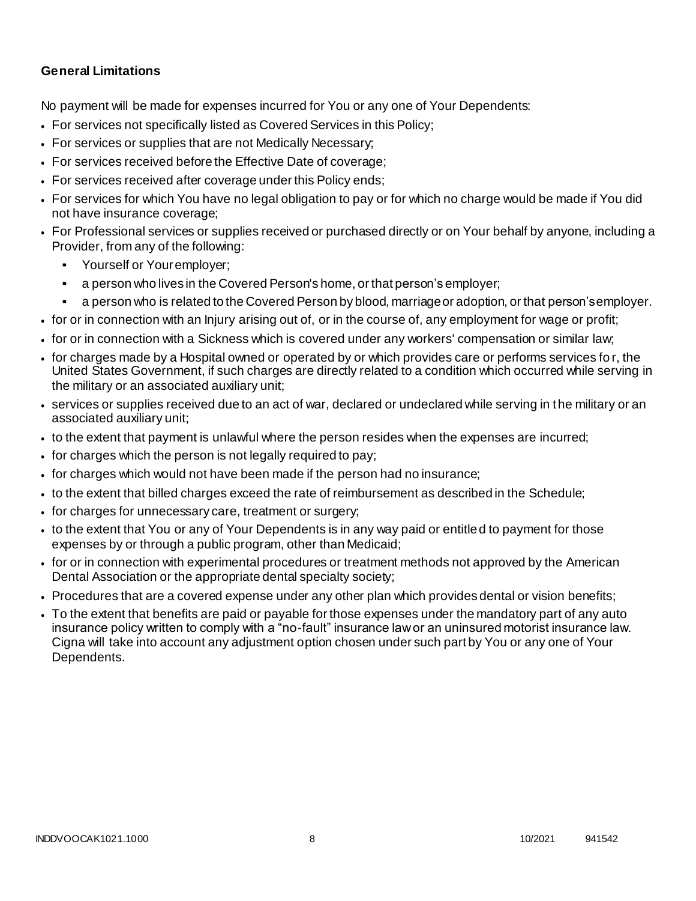**General Limitations**

No payment will be made for expenses incurred for You or any one of Your Dependents:

- For services not specifically listed as Covered Services in this Policy;
- For services or supplies that are not Medically Necessary;
- For services received before the Effective Date of coverage;
- For services received after coverage under this Policy ends;
- For services for which You have no legal obligation to pay or for which no charge would be made if You did not have insurance coverage;
- For Professional services or supplies received or purchased directly or on Your behalf by anyone, including a Provider, from any of the following:
  - Yourself or Your employer;
  - a person who lives in the Covered Person's home, or that person's employer;
  - a person who is related to the Covered Person by blood, marriage or adoption, or that person's employer.
- for or in connection with an Injury arising out of, or in the course of, any employment for wage or profit;
- for or in connection with a Sickness which is covered under any workers' compensation or similar law;
- for charges made by a Hospital owned or operated by or which provides care or performs services for, the United States Government, if such charges are directly related to a condition which occurred while serving in the military or an associated auxiliary unit;
- services or supplies received due to an act of war, declared or undeclared while serving in the military or an associated auxiliary unit;
- to the extent that payment is unlawful where the person resides when the expenses are incurred;
- for charges which the person is not legally required to pay;
- for charges which would not have been made if the person had no insurance;
- to the extent that billed charges exceed the rate of reimbursement as described in the Schedule;
- for charges for unnecessary care, treatment or surgery;
- to the extent that You or any of Your Dependents is in any way paid or entitled to payment for those expenses by or through a public program, other than Medicaid;
- for or in connection with experimental procedures or treatment methods not approved by the American Dental Association or the appropriate dental specialty society;
- Procedures that are a covered expense under any other plan which provides dental or vision benefits;
- To the extent that benefits are paid or payable for those expenses under the mandatory part of any auto insurance policy written to comply with a "no-fault" insurance law or an uninsured motorist insurance law. Cigna will take into account any adjustment option chosen under such part by You or any one of Your Dependents.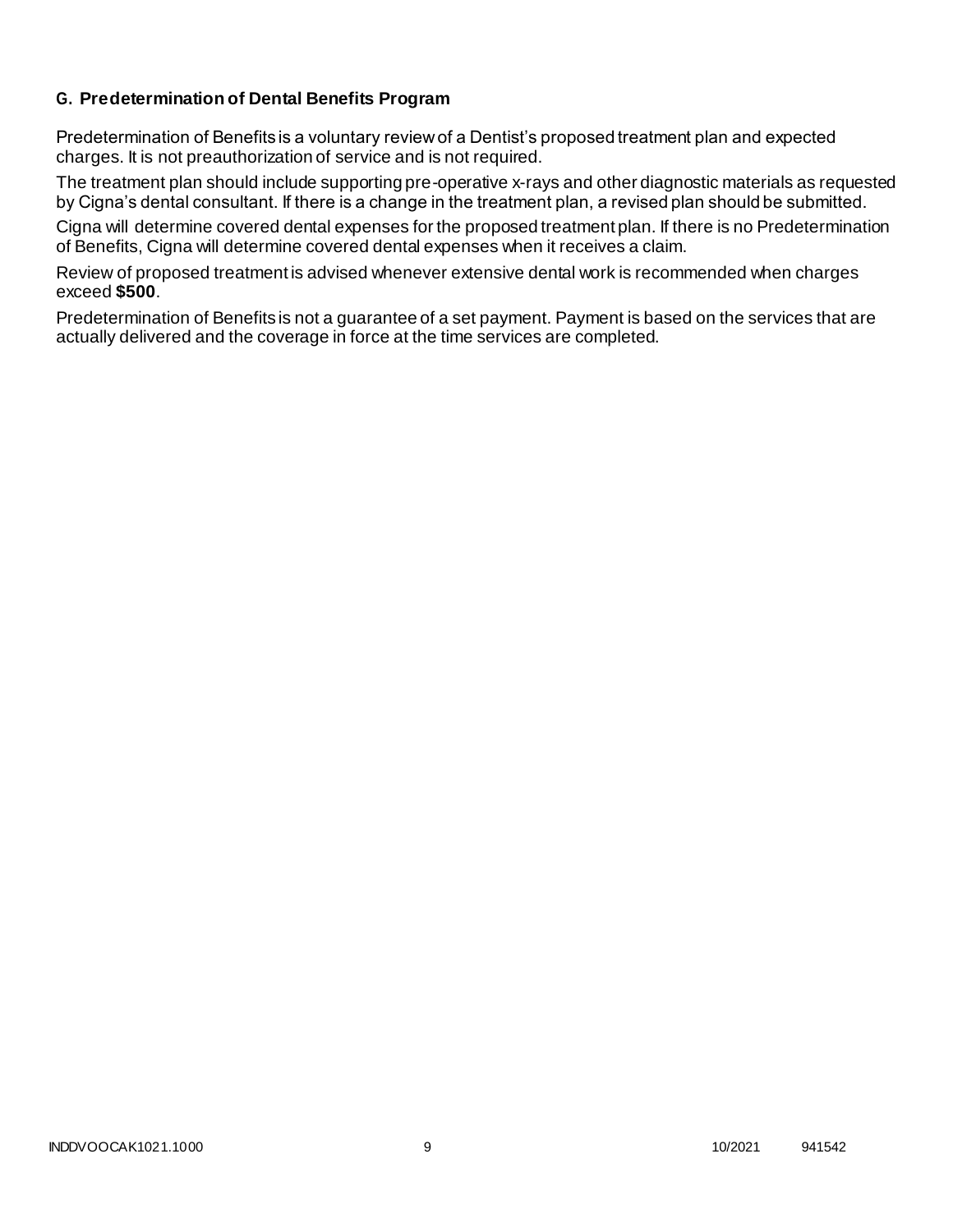### G. Predetermination of Dental Benefits Program

Predetermination of Benefits is a voluntary review of a Dentist's proposed treatment plan and expected charges. It is not preauthorization of service and is not required.

The treatment plan should include supporting pre-operative x-rays and other diagnostic materials as requested by Cigna's dental consultant. If there is a change in the treatment plan, a revised plan should be submitted.

Cigna will determine covered dental expenses for the proposed treatment plan. If there is no Predetermination of Benefits, Cigna will determine covered dental expenses when it receives a claim.

Review of proposed treatment is advised whenever extensive dental work is recommended when charges exceed **$500**.

Predetermination of Benefits is not a guarantee of a set payment. Payment is based on the services that are actually delivered and the coverage in force at the time services are completed.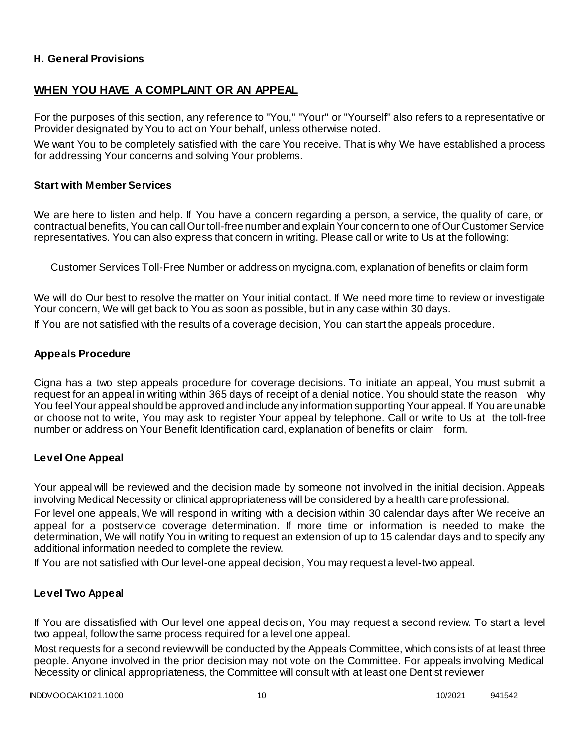### H. General Provisions

## WHEN YOU HAVE A COMPLAINT OR AN APPEAL

For the purposes of this section, any reference to "You," "Your" or "Yourself" also refers to a representative or Provider designated by You to act on Your behalf, unless otherwise noted.

We want You to be completely satisfied with the care You receive. That is why We have established a process for addressing Your concerns and solving Your problems.

### Start with Member Services

We are here to listen and help. If You have a concern regarding a person, a service, the quality of care, or contractual benefits, You can call Our toll-free number and explain Your concern to one of Our Customer Service representatives. You can also express that concern in writing. Please call or write to Us at the following:

Customer Services Toll-Free Number or address on mycigna.com, explanation of benefits or claim form

We will do Our best to resolve the matter on Your initial contact. If We need more time to review or investigate Your concern, We will get back to You as soon as possible, but in any case within 30 days.

If You are not satisfied with the results of a coverage decision, You can start the appeals procedure.

### Appeals Procedure

Cigna has a two step appeals procedure for coverage decisions. To initiate an appeal, You must submit a request for an appeal in writing within 365 days of receipt of a denial notice. You should state the reason why You feel Your appeal should be approved and include any information supporting Your appeal. If You are unable or choose not to write, You may ask to register Your appeal by telephone. Call or write to Us at the toll-free number or address on Your Benefit Identification card, explanation of benefits or claim form.

### Level One Appeal

Your appeal will be reviewed and the decision made by someone not involved in the initial decision. Appeals involving Medical Necessity or clinical appropriateness will be considered by a health care professional.

For level one appeals, We will respond in writing with a decision within 30 calendar days after We receive an appeal for a postservice coverage determination. If more time or information is needed to make the determination, We will notify You in writing to request an extension of up to 15 calendar days and to specify any additional information needed to complete the review.

If You are not satisfied with Our level-one appeal decision, You may request a level-two appeal.

### Level Two Appeal

If You are dissatisfied with Our level one appeal decision, You may request a second review. To start a level two appeal, follow the same process required for a level one appeal.

Most requests for a second review will be conducted by the Appeals Committee, which consists of at least three people. Anyone involved in the prior decision may not vote on the Committee. For appeals involving Medical Necessity or clinical appropriateness, the Committee will consult with at least one Dentist reviewer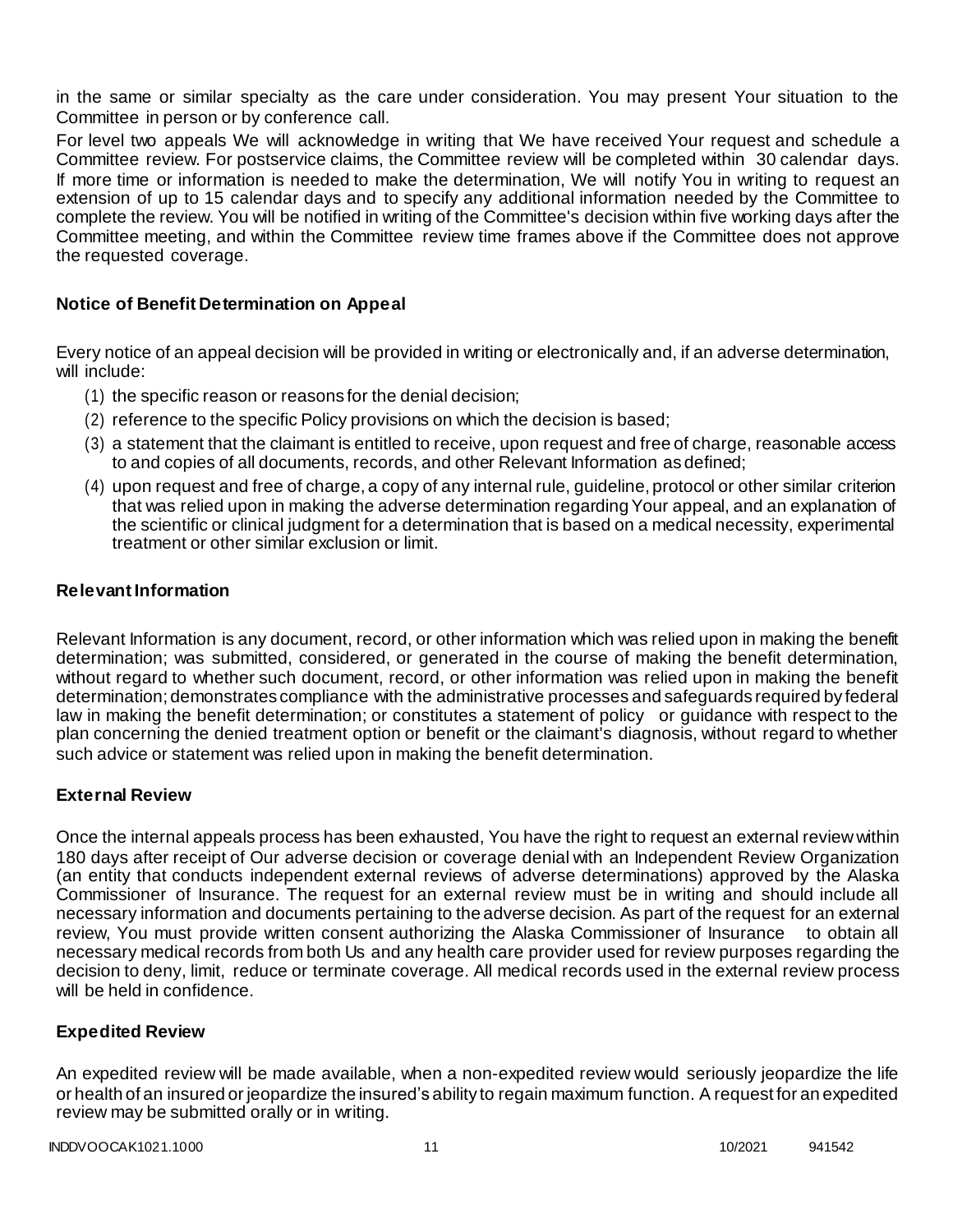in the same or similar specialty as the care under consideration. You may present Your situation to the Committee in person or by conference call.

For level two appeals We will acknowledge in writing that We have received Your request and schedule a Committee review. For postservice claims, the Committee review will be completed within 30 calendar days. If more time or information is needed to make the determination, We will notify You in writing to request an extension of up to 15 calendar days and to specify any additional information needed by the Committee to complete the review. You will be notified in writing of the Committee's decision within five working days after the Committee meeting, and within the Committee review time frames above if the Committee does not approve the requested coverage.

**Notice of Benefit Determination on Appeal**

Every notice of an appeal decision will be provided in writing or electronically and, if an adverse determination, will include:

(1) the specific reason or reasons for the denial decision;
(2) reference to the specific Policy provisions on which the decision is based;
(3) a statement that the claimant is entitled to receive, upon request and free of charge, reasonable access to and copies of all documents, records, and other Relevant Information as defined;
(4) upon request and free of charge, a copy of any internal rule, guideline, protocol or other similar criterion that was relied upon in making the adverse determination regarding Your appeal, and an explanation of the scientific or clinical judgment for a determination that is based on a medical necessity, experimental treatment or other similar exclusion or limit.

**Relevant Information**

Relevant Information is any document, record, or other information which was relied upon in making the benefit determination; was submitted, considered, or generated in the course of making the benefit determination, without regard to whether such document, record, or other information was relied upon in making the benefit determination; demonstrates compliance with the administrative processes and safeguards required by federal law in making the benefit determination; or constitutes a statement of policy or guidance with respect to the plan concerning the denied treatment option or benefit or the claimant's diagnosis, without regard to whether such advice or statement was relied upon in making the benefit determination.

**External Review**

Once the internal appeals process has been exhausted, You have the right to request an external review within 180 days after receipt of Our adverse decision or coverage denial with an Independent Review Organization (an entity that conducts independent external reviews of adverse determinations) approved by the Alaska Commissioner of Insurance. The request for an external review must be in writing and should include all necessary information and documents pertaining to the adverse decision. As part of the request for an external review, You must provide written consent authorizing the Alaska Commissioner of Insurance to obtain all necessary medical records from both Us and any health care provider used for review purposes regarding the decision to deny, limit, reduce or terminate coverage. All medical records used in the external review process will be held in confidence.

**Expedited Review**

An expedited review will be made available, when a non-expedited review would seriously jeopardize the life or health of an insured or jeopardize the insured's ability to regain maximum function. A request for an expedited review may be submitted orally or in writing.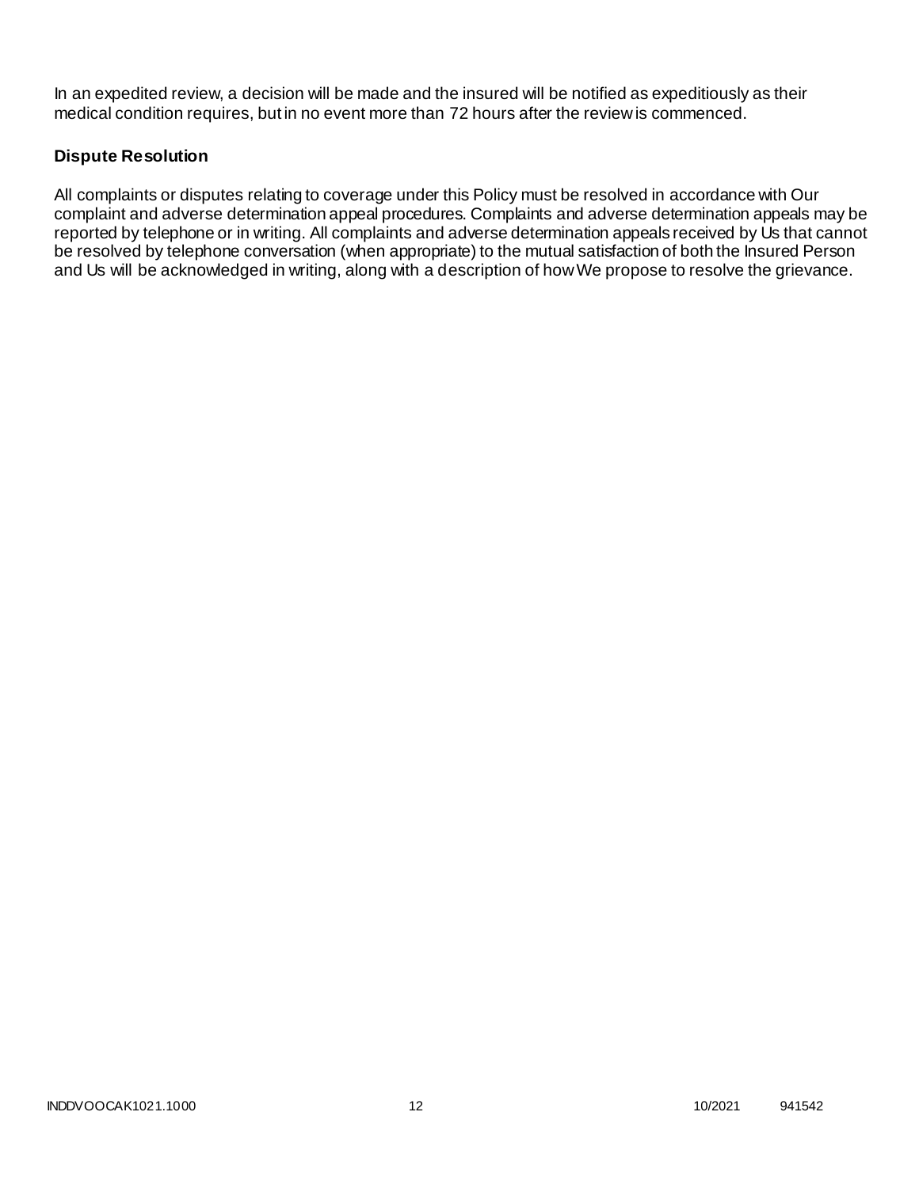In an expedited review, a decision will be made and the insured will be notified as expeditiously as their medical condition requires, but in no event more than 72 hours after the review is commenced.

**Dispute Resolution**

All complaints or disputes relating to coverage under this Policy must be resolved in accordance with Our complaint and adverse determination appeal procedures. Complaints and adverse determination appeals may be reported by telephone or in writing. All complaints and adverse determination appeals received by Us that cannot be resolved by telephone conversation (when appropriate) to the mutual satisfaction of both the Insured Person and Us will be acknowledged in writing, along with a description of how We propose to resolve the grievance.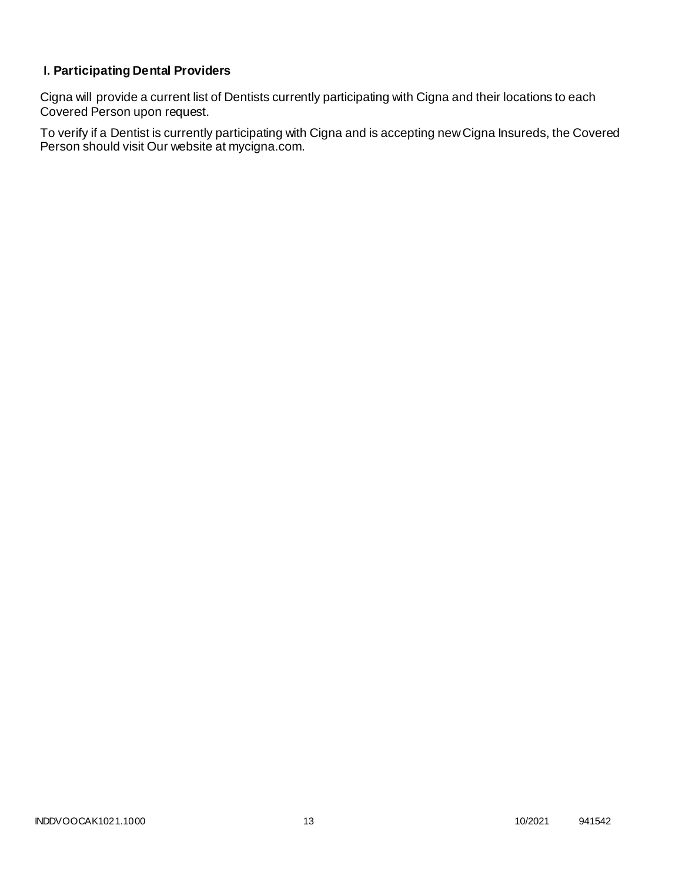## I. Participating Dental Providers

Cigna will provide a current list of Dentists currently participating with Cigna and their locations to each Covered Person upon request.

To verify if a Dentist is currently participating with Cigna and is accepting new Cigna Insureds, the Covered Person should visit Our website at mycigna.com.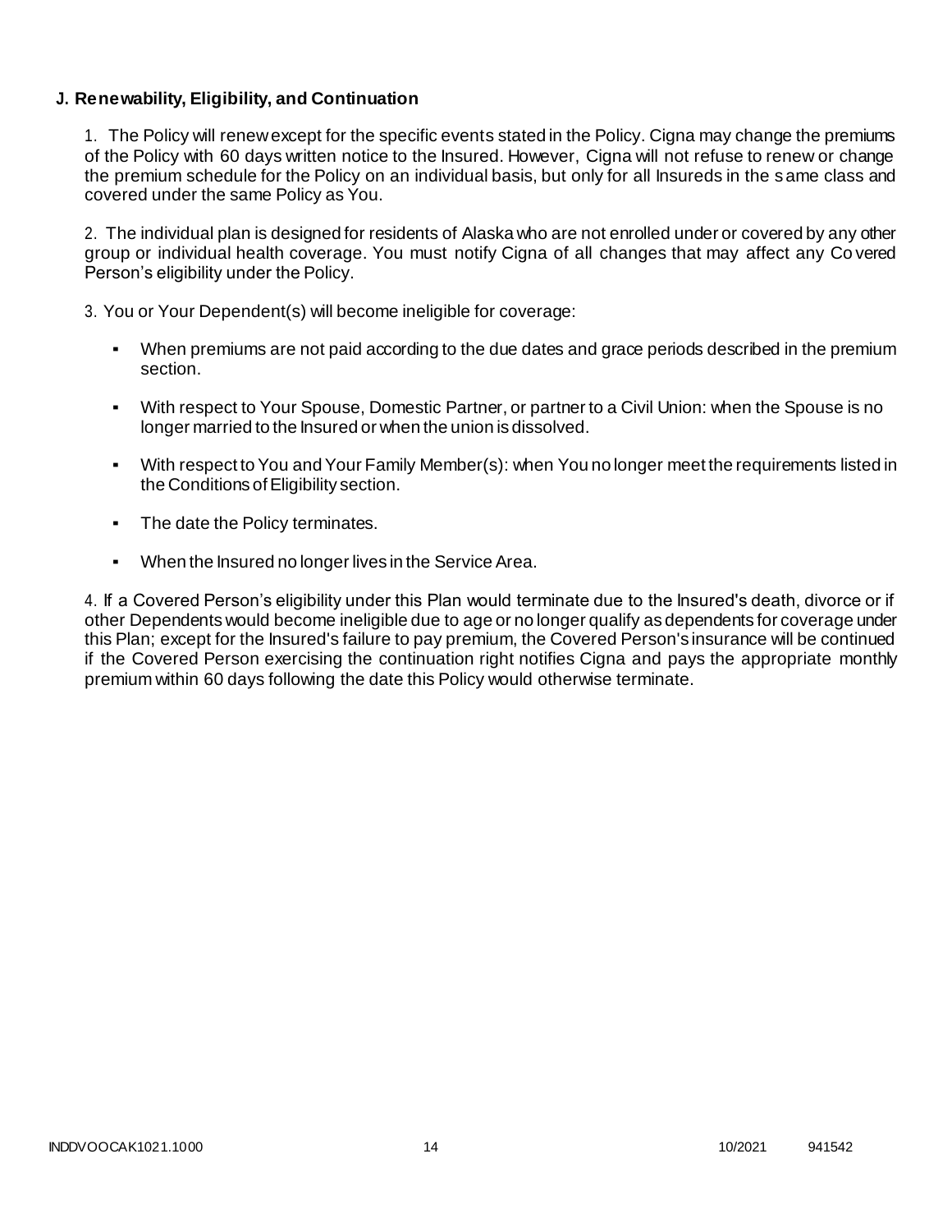### J. Renewability, Eligibility, and Continuation

1. The Policy will renew except for the specific events stated in the Policy. Cigna may change the premiums of the Policy with 60 days written notice to the Insured. However, Cigna will not refuse to renew or change the premium schedule for the Policy on an individual basis, but only for all Insureds in the same class and covered under the same Policy as You.

2. The individual plan is designed for residents of Alaska who are not enrolled under or covered by any other group or individual health coverage. You must notify Cigna of all changes that may affect any Covered Person's eligibility under the Policy.

3. You or Your Dependent(s) will become ineligible for coverage:

   - When premiums are not paid according to the due dates and grace periods described in the premium section.
   - With respect to Your Spouse, Domestic Partner, or partner to a Civil Union: when the Spouse is no longer married to the Insured or when the union is dissolved.
   - With respect to You and Your Family Member(s): when You no longer meet the requirements listed in the Conditions of Eligibility section.
   - The date the Policy terminates.
   - When the Insured no longer lives in the Service Area.

4. If a Covered Person's eligibility under this Plan would terminate due to the Insured's death, divorce or if other Dependents would become ineligible due to age or no longer qualify as dependents for coverage under this Plan; except for the Insured's failure to pay premium, the Covered Person's insurance will be continued if the Covered Person exercising the continuation right notifies Cigna and pays the appropriate monthly premium within 60 days following the date this Policy would otherwise terminate.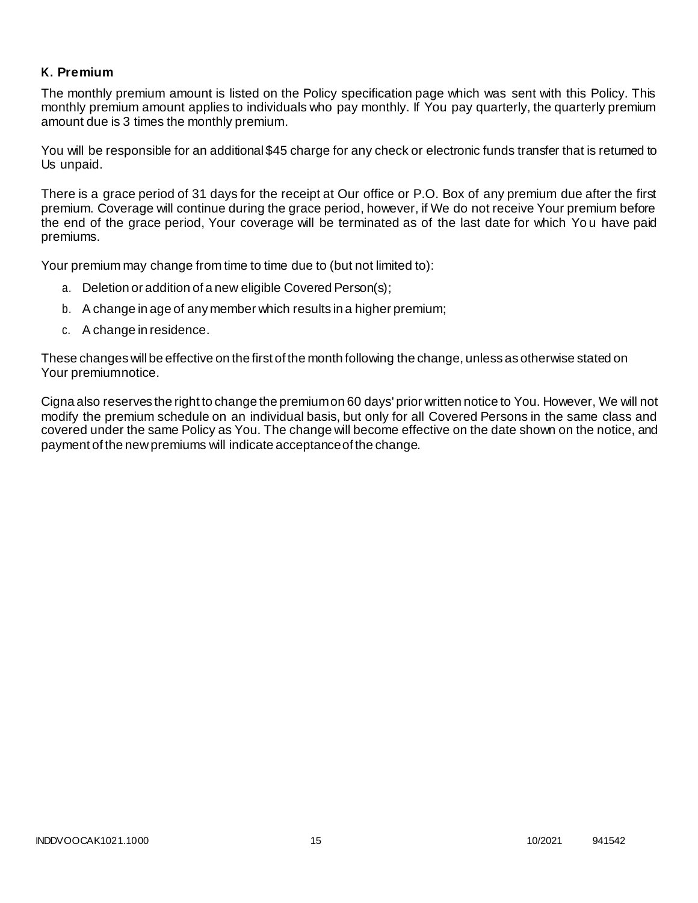### K. Premium

The monthly premium amount is listed on the Policy specification page which was sent with this Policy. This monthly premium amount applies to individuals who pay monthly. If You pay quarterly, the quarterly premium amount due is 3 times the monthly premium.

You will be responsible for an additional $45 charge for any check or electronic funds transfer that is returned to Us unpaid.

There is a grace period of 31 days for the receipt at Our office or P.O. Box of any premium due after the first premium. Coverage will continue during the grace period, however, if We do not receive Your premium before the end of the grace period, Your coverage will be terminated as of the last date for which You have paid premiums.

Your premium may change from time to time due to (but not limited to):

a. Deletion or addition of a new eligible Covered Person(s);
b. A change in age of any member which results in a higher premium;
c. A change in residence.

These changes will be effective on the first of the month following the change, unless as otherwise stated on Your premium notice.

Cigna also reserves the right to change the premium on 60 days' prior written notice to You. However, We will not modify the premium schedule on an individual basis, but only for all Covered Persons in the same class and covered under the same Policy as You. The change will become effective on the date shown on the notice, and payment of the new premiums will indicate acceptance of the change.